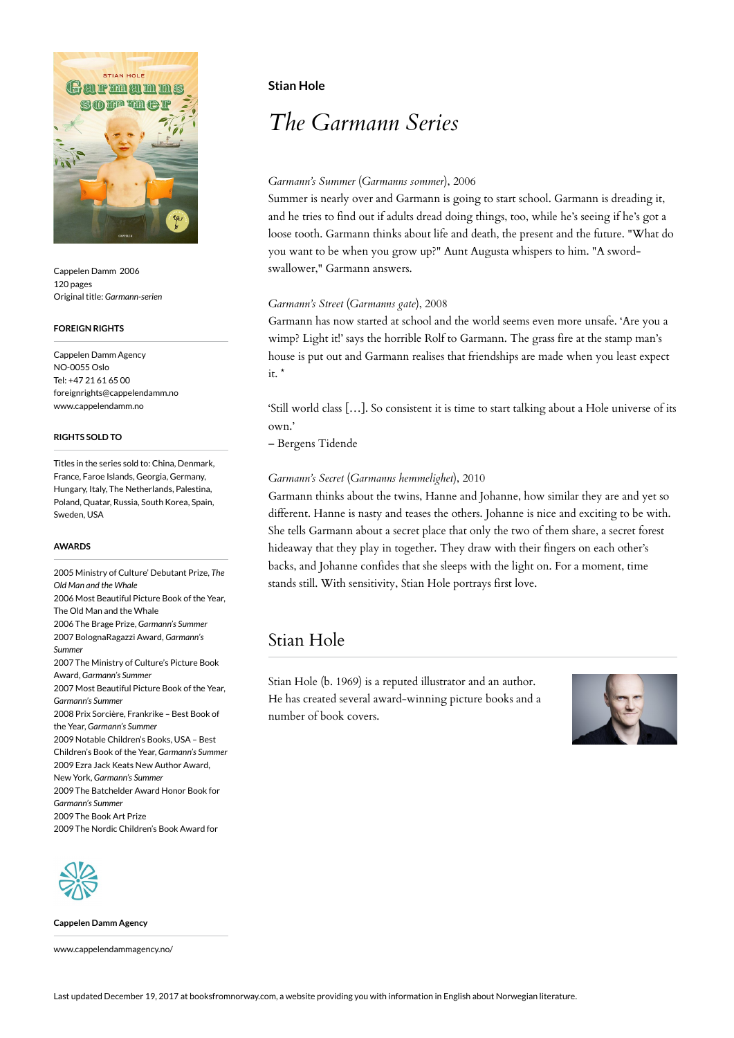Cappelen Damm 2006
120 pages
Original title: *Garmann-serien*

**FOREIGN RIGHTS**

Cappelen Damm Agency
NO-0055 Oslo
Tel: +47 21 61 65 00
foreignrights@cappelendamm.no
www.cappelendamm.no

**RIGHTS SOLD TO**

Titles in the series sold to: China, Denmark, France, Faroe Islands, Georgia, Germany, Hungary, Italy, The Netherlands, Palestina, Poland, Quatar, Russia, South Korea, Spain, Sweden, USA

**AWARDS**

2005 Ministry of Culture' Debutant Prize, *The Old Man and the Whale*
2006 Most Beautiful Picture Book of the Year, The Old Man and the Whale
2006 The Brage Prize, *Garmann's Summer*
2007 BolognaRagazzi Award, *Garmann's Summer*
2007 The Ministry of Culture's Picture Book Award, *Garmann's Summer*
2007 Most Beautiful Picture Book of the Year, *Garmann's Summer*
2008 Prix Sorcière, Frankrike – Best Book of the Year, *Garmann's Summer*
2009 Notable Children's Books, USA – Best Children's Book of the Year, *Garmann's Summer*
2009 Ezra Jack Keats New Author Award, New York, *Garmann's Summer*
2009 The Batchelder Award Honor Book for *Garmann's Summer*
2009 The Book Art Prize
2009 The Nordic Children's Book Award for

**Cappelen Damm Agency**

www.cappelendammagency.no/

**Stian Hole**

# *The Garmann Series*

*Garmann's Summer* (*Garmanns sommer*), 2006
Summer is nearly over and Garmann is going to start school. Garmann is dreading it, and he tries to find out if adults dread doing things, too, while he's seeing if he's got a loose tooth. Garmann thinks about life and death, the present and the future. "What do you want to be when you grow up?" Aunt Augusta whispers to him. "A sword-swallower," Garmann answers.

*Garmann's Street* (*Garmanns gate*), 2008
Garmann has now started at school and the world seems even more unsafe. 'Are you a wimp? Light it!' says the horrible Rolf to Garmann. The grass fire at the stamp man's house is put out and Garmann realises that friendships are made when you least expect it. *

'Still world class […]. So consistent it is time to start talking about a Hole universe of its own.'
– Bergens Tidende

*Garmann's Secret* (*Garmanns hemmelighet*), 2010
Garmann thinks about the twins, Hanne and Johanne, how similar they are and yet so different. Hanne is nasty and teases the others. Johanne is nice and exciting to be with. She tells Garmann about a secret place that only the two of them share, a secret forest hideaway that they play in together. They draw with their fingers on each other's backs, and Johanne confides that she sleeps with the light on. For a moment, time stands still. With sensitivity, Stian Hole portrays first love.

## Stian Hole

Stian Hole (b. 1969) is a reputed illustrator and an author. He has created several award-winning picture books and a number of book covers.

Last updated December 19, 2017 at booksfromnorway.com, a website providing you with information in English about Norwegian literature.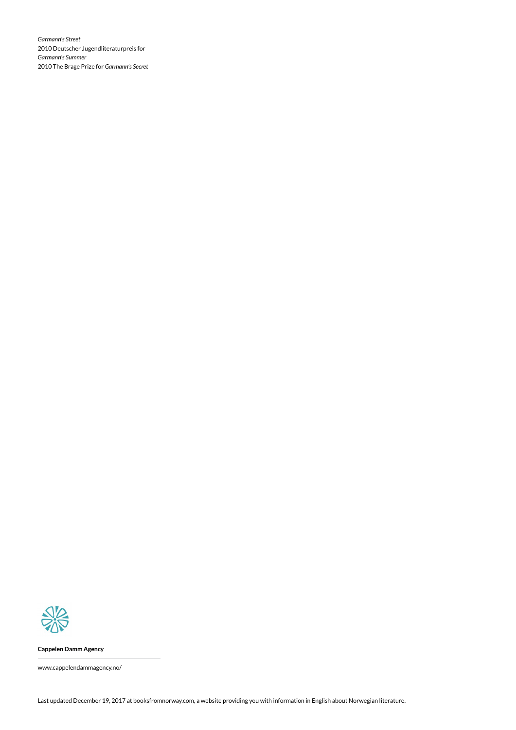*Garmann's Street*
2010 Deutscher Jugendliteraturpreis for *Garmann's Summer*
2010 The Brage Prize for *Garmann's Secret*

**Cappelen Damm Agency**

www.cappelendammagency.no/

Last updated December 19, 2017 at booksfromnorway.com, a website providing you with information in English about Norwegian literature.